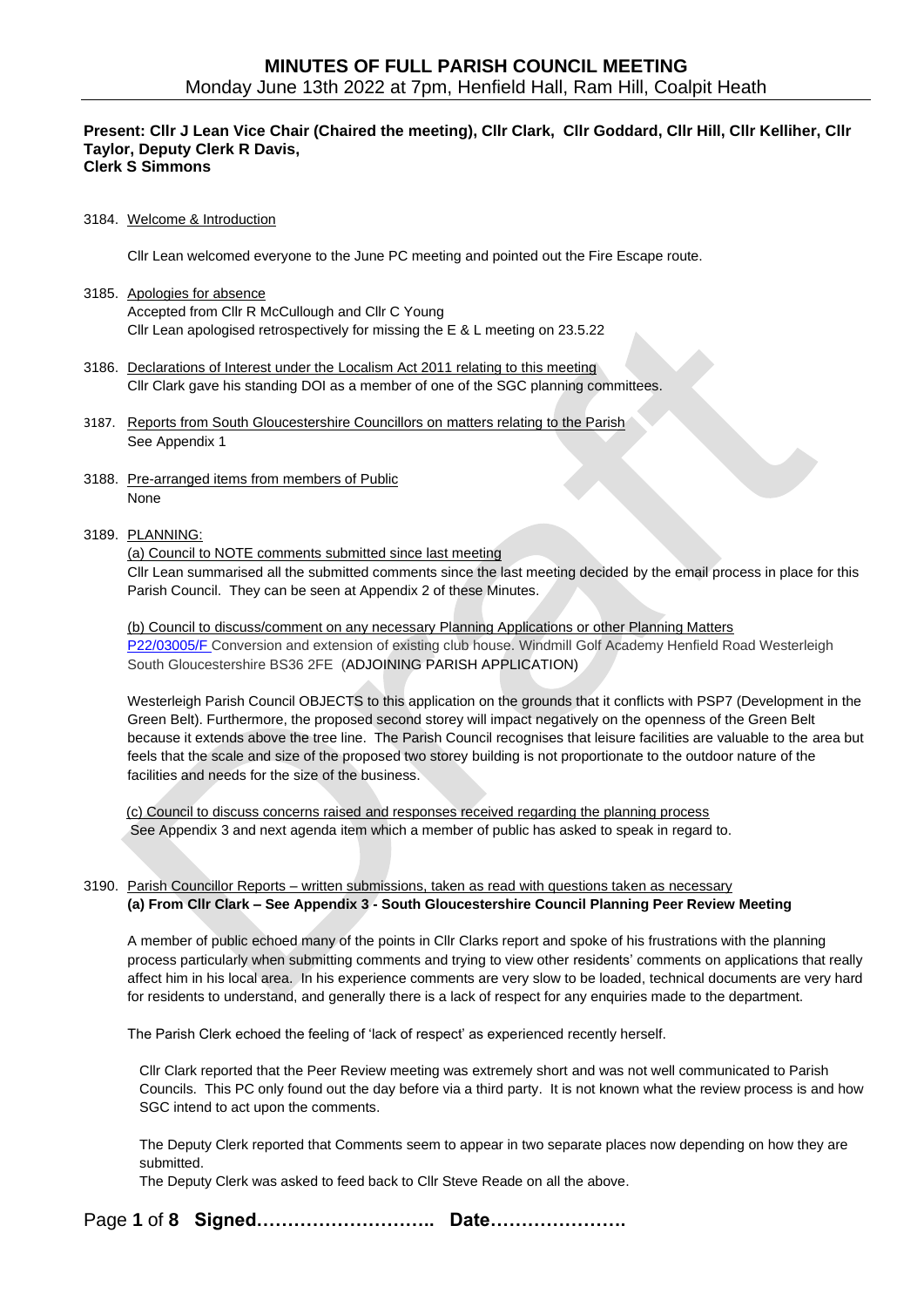# MINUTES OF FULL PARISH COUNCIL MEETING

Monday June 13th 2022 at 7pm, Henfield Hall, Ram Hill, Coalpit Heath

**Present: Cllr J Lean Vice Chair (Chaired the meeting), Cllr Clark, Cllr Goddard, Cllr Hill, Cllr Kelliher, Cllr Taylor, Deputy Clerk R Davis, Clerk S Simmons**

3184. Welcome & Introduction

Cllr Lean welcomed everyone to the June PC meeting and pointed out the Fire Escape route.

3185. Apologies for absence
Accepted from Cllr R McCullough and Cllr C Young
Cllr Lean apologised retrospectively for missing the E & L meeting on 23.5.22

3186. Declarations of Interest under the Localism Act 2011 relating to this meeting
Cllr Clark gave his standing DOI as a member of one of the SGC planning committees.

3187. Reports from South Gloucestershire Councillors on matters relating to the Parish
See Appendix 1

3188. Pre-arranged items from members of Public
None

3189. PLANNING:

(a) Council to NOTE comments submitted since last meeting
Cllr Lean summarised all the submitted comments since the last meeting decided by the email process in place for this Parish Council. They can be seen at Appendix 2 of these Minutes.

(b) Council to discuss/comment on any necessary Planning Applications or other Planning Matters
P22/03005/F Conversion and extension of existing club house. Windmill Golf Academy Henfield Road Westerleigh South Gloucestershire BS36 2FE (ADJOINING PARISH APPLICATION)

Westerleigh Parish Council OBJECTS to this application on the grounds that it conflicts with PSP7 (Development in the Green Belt). Furthermore, the proposed second storey will impact negatively on the openness of the Green Belt because it extends above the tree line. The Parish Council recognises that leisure facilities are valuable to the area but feels that the scale and size of the proposed two storey building is not proportionate to the outdoor nature of the facilities and needs for the size of the business.

(c) Council to discuss concerns raised and responses received regarding the planning process
See Appendix 3 and next agenda item which a member of public has asked to speak in regard to.

3190. Parish Councillor Reports – written submissions, taken as read with questions taken as necessary
**(a) From Cllr Clark – See Appendix 3 - South Gloucestershire Council Planning Peer Review Meeting**

A member of public echoed many of the points in Cllr Clarks report and spoke of his frustrations with the planning process particularly when submitting comments and trying to view other residents' comments on applications that really affect him in his local area. In his experience comments are very slow to be loaded, technical documents are very hard for residents to understand, and generally there is a lack of respect for any enquiries made to the department.

The Parish Clerk echoed the feeling of 'lack of respect' as experienced recently herself.

Cllr Clark reported that the Peer Review meeting was extremely short and was not well communicated to Parish Councils. This PC only found out the day before via a third party. It is not known what the review process is and how SGC intend to act upon the comments.

The Deputy Clerk reported that Comments seem to appear in two separate places now depending on how they are submitted.
The Deputy Clerk was asked to feed back to Cllr Steve Reade on all the above.

**Signed……………………….. Date………………….**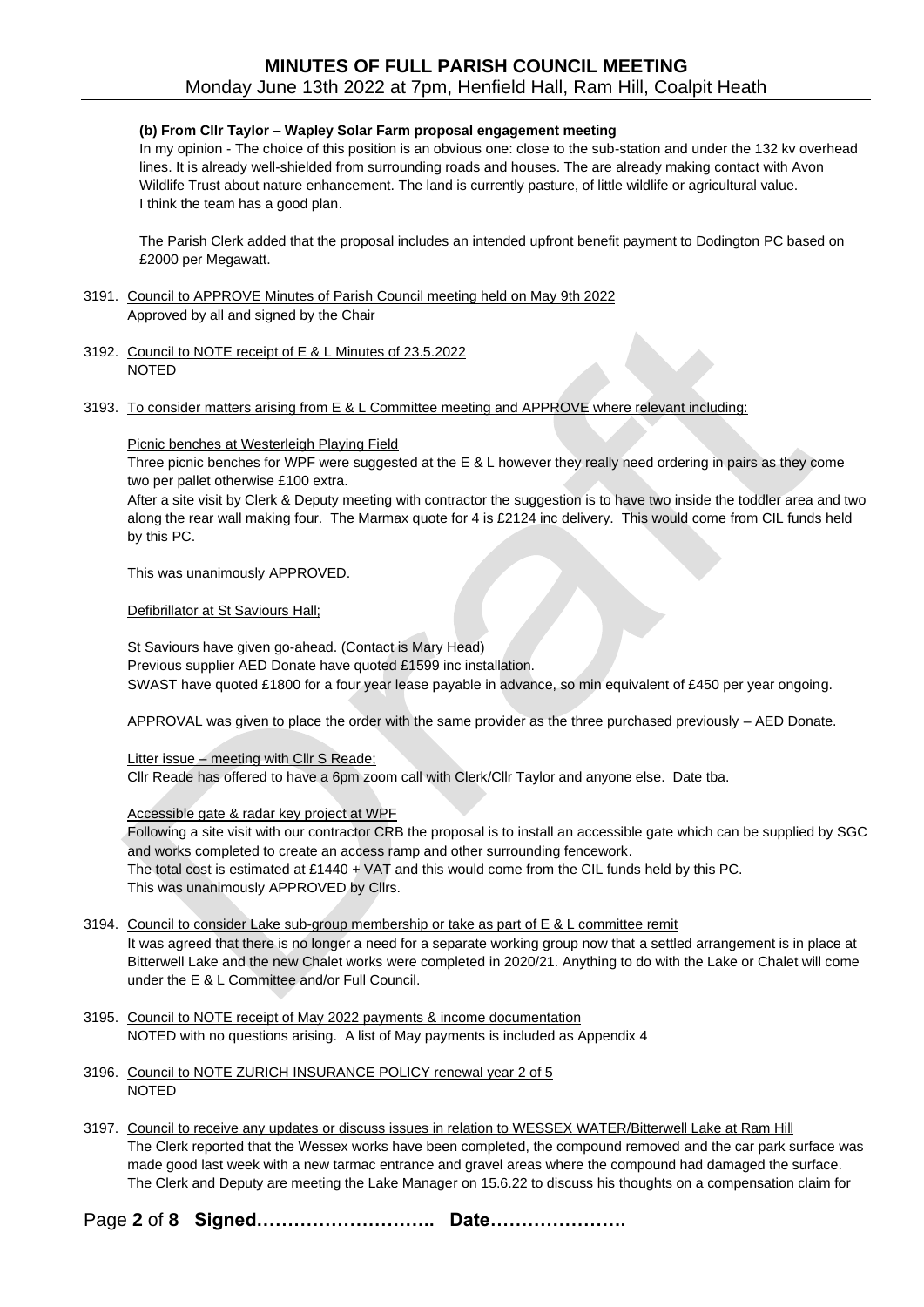**(b) From Cllr Taylor – Wapley Solar Farm proposal engagement meeting**

In my opinion - The choice of this position is an obvious one: close to the sub-station and under the 132 kv overhead lines. It is already well-shielded from surrounding roads and houses. The are already making contact with Avon Wildlife Trust about nature enhancement. The land is currently pasture, of little wildlife or agricultural value. I think the team has a good plan.

The Parish Clerk added that the proposal includes an intended upfront benefit payment to Dodington PC based on £2000 per Megawatt.

3191. Council to APPROVE Minutes of Parish Council meeting held on May 9th 2022
Approved by all and signed by the Chair

3192. Council to NOTE receipt of E & L Minutes of 23.5.2022
NOTED

3193. To consider matters arising from E & L Committee meeting and APPROVE where relevant including:

Picnic benches at Westerleigh Playing Field

Three picnic benches for WPF were suggested at the E & L however they really need ordering in pairs as they come two per pallet otherwise £100 extra.

After a site visit by Clerk & Deputy meeting with contractor the suggestion is to have two inside the toddler area and two along the rear wall making four. The Marmax quote for 4 is £2124 inc delivery. This would come from CIL funds held by this PC.

This was unanimously APPROVED.

Defibrillator at St Saviours Hall;

St Saviours have given go-ahead. (Contact is Mary Head)
Previous supplier AED Donate have quoted £1599 inc installation.
SWAST have quoted £1800 for a four year lease payable in advance, so min equivalent of £450 per year ongoing.

APPROVAL was given to place the order with the same provider as the three purchased previously – AED Donate.

Litter issue – meeting with Cllr S Reade;
Cllr Reade has offered to have a 6pm zoom call with Clerk/Cllr Taylor and anyone else. Date tba.

Accessible gate & radar key project at WPF

Following a site visit with our contractor CRB the proposal is to install an accessible gate which can be supplied by SGC and works completed to create an access ramp and other surrounding fencework.
The total cost is estimated at £1440 + VAT and this would come from the CIL funds held by this PC.
This was unanimously APPROVED by Cllrs.

3194. Council to consider Lake sub-group membership or take as part of E & L committee remit
It was agreed that there is no longer a need for a separate working group now that a settled arrangement is in place at Bitterwell Lake and the new Chalet works were completed in 2020/21. Anything to do with the Lake or Chalet will come under the E & L Committee and/or Full Council.

3195. Council to NOTE receipt of May 2022 payments & income documentation
NOTED with no questions arising. A list of May payments is included as Appendix 4

3196. Council to NOTE ZURICH INSURANCE POLICY renewal year 2 of 5
NOTED

3197. Council to receive any updates or discuss issues in relation to WESSEX WATER/Bitterwell Lake at Ram Hill
The Clerk reported that the Wessex works have been completed, the compound removed and the car park surface was made good last week with a new tarmac entrance and gravel areas where the compound had damaged the surface. The Clerk and Deputy are meeting the Lake Manager on 15.6.22 to discuss his thoughts on a compensation claim for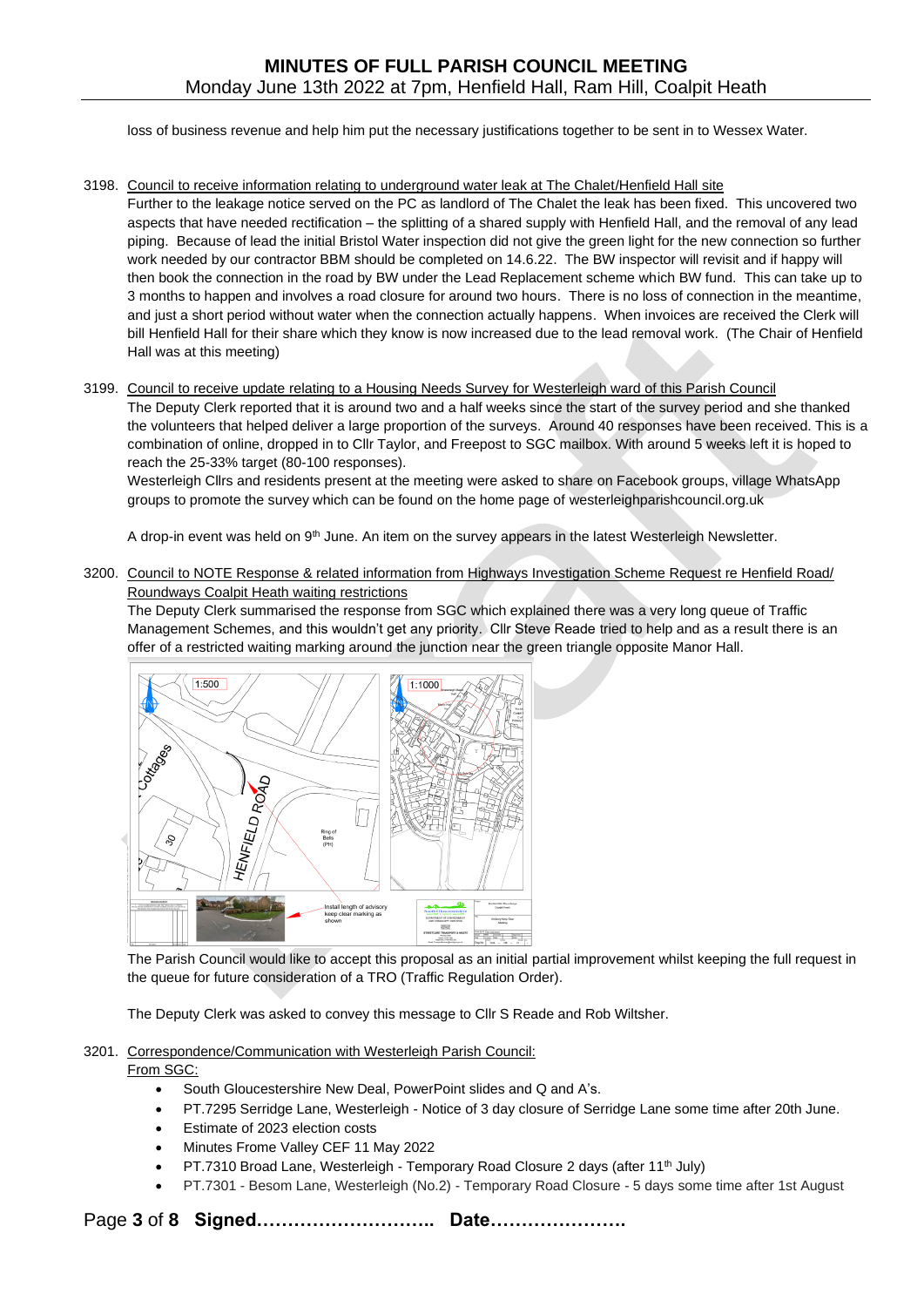loss of business revenue and help him put the necessary justifications together to be sent in to Wessex Water.

3198. Council to receive information relating to underground water leak at The Chalet/Henfield Hall site

Further to the leakage notice served on the PC as landlord of The Chalet the leak has been fixed. This uncovered two aspects that have needed rectification – the splitting of a shared supply with Henfield Hall, and the removal of any lead piping. Because of lead the initial Bristol Water inspection did not give the green light for the new connection so further work needed by our contractor BBM should be completed on 14.6.22. The BW inspector will revisit and if happy will then book the connection in the road by BW under the Lead Replacement scheme which BW fund. This can take up to 3 months to happen and involves a road closure for around two hours. There is no loss of connection in the meantime, and just a short period without water when the connection actually happens. When invoices are received the Clerk will bill Henfield Hall for their share which they know is now increased due to the lead removal work. (The Chair of Henfield Hall was at this meeting)

3199. Council to receive update relating to a Housing Needs Survey for Westerleigh ward of this Parish Council

The Deputy Clerk reported that it is around two and a half weeks since the start of the survey period and she thanked the volunteers that helped deliver a large proportion of the surveys. Around 40 responses have been received. This is a combination of online, dropped in to Cllr Taylor, and Freepost to SGC mailbox. With around 5 weeks left it is hoped to reach the 25-33% target (80-100 responses).

Westerleigh Cllrs and residents present at the meeting were asked to share on Facebook groups, village WhatsApp groups to promote the survey which can be found on the home page of westerleighparishcouncil.org.uk

A drop-in event was held on 9th June. An item on the survey appears in the latest Westerleigh Newsletter.

3200. Council to NOTE Response & related information from Highways Investigation Scheme Request re Henfield Road/ Roundways Coalpit Heath waiting restrictions

The Deputy Clerk summarised the response from SGC which explained there was a very long queue of Traffic Management Schemes, and this wouldn't get any priority. Cllr Steve Reade tried to help and as a result there is an offer of a restricted waiting marking around the junction near the green triangle opposite Manor Hall.

The Parish Council would like to accept this proposal as an initial partial improvement whilst keeping the full request in the queue for future consideration of a TRO (Traffic Regulation Order).

The Deputy Clerk was asked to convey this message to Cllr S Reade and Rob Wiltsher.

3201. Correspondence/Communication with Westerleigh Parish Council:

From SGC:

- South Gloucestershire New Deal, PowerPoint slides and Q and A's.
- PT.7295 Serridge Lane, Westerleigh - Notice of 3 day closure of Serridge Lane some time after 20th June.
- Estimate of 2023 election costs
- Minutes Frome Valley CEF 11 May 2022
- PT.7310 Broad Lane, Westerleigh - Temporary Road Closure 2 days (after 11th July)
- PT.7301 - Besom Lane, Westerleigh (No.2) - Temporary Road Closure - 5 days some time after 1st August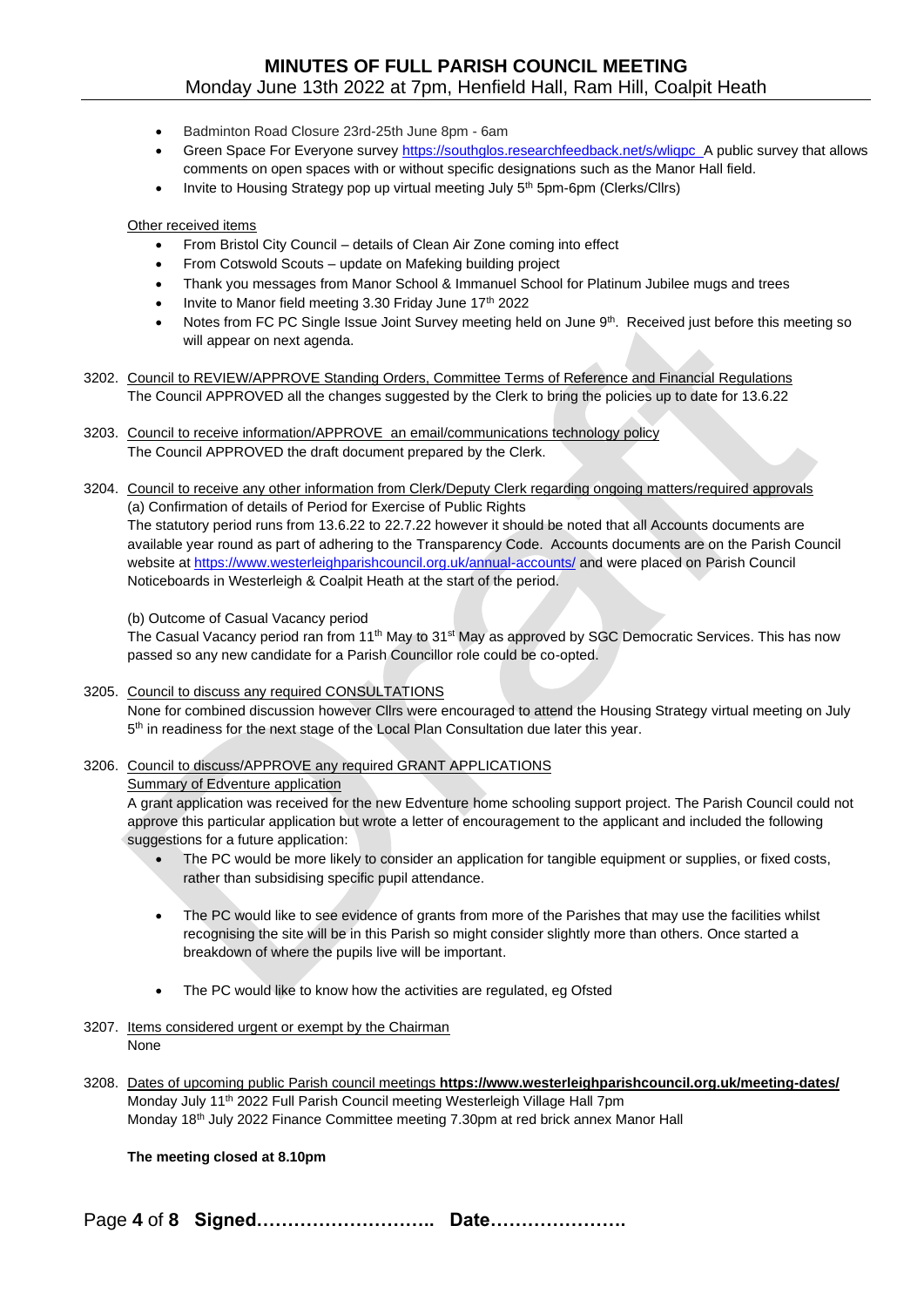- Badminton Road Closure 23rd-25th June 8pm - 6am
- Green Space For Everyone survey https://southglos.researchfeedback.net/s/wliqpc A public survey that allows comments on open spaces with or without specific designations such as the Manor Hall field.
- Invite to Housing Strategy pop up virtual meeting July 5th 5pm-6pm (Clerks/Cllrs)

Other received items

- From Bristol City Council – details of Clean Air Zone coming into effect
- From Cotswold Scouts – update on Mafeking building project
- Thank you messages from Manor School & Immanuel School for Platinum Jubilee mugs and trees
- Invite to Manor field meeting 3.30 Friday June 17th 2022
- Notes from FC PC Single Issue Joint Survey meeting held on June 9th. Received just before this meeting so will appear on next agenda.

3202. Council to REVIEW/APPROVE Standing Orders, Committee Terms of Reference and Financial Regulations
The Council APPROVED all the changes suggested by the Clerk to bring the policies up to date for 13.6.22

3203. Council to receive information/APPROVE an email/communications technology policy
The Council APPROVED the draft document prepared by the Clerk.

3204. Council to receive any other information from Clerk/Deputy Clerk regarding ongoing matters/required approvals
(a) Confirmation of details of Period for Exercise of Public Rights
The statutory period runs from 13.6.22 to 22.7.22 however it should be noted that all Accounts documents are available year round as part of adhering to the Transparency Code. Accounts documents are on the Parish Council website at https://www.westerleighparishcouncil.org.uk/annual-accounts/ and were placed on Parish Council Noticeboards in Westerleigh & Coalpit Heath at the start of the period.

(b) Outcome of Casual Vacancy period
The Casual Vacancy period ran from 11th May to 31st May as approved by SGC Democratic Services. This has now passed so any new candidate for a Parish Councillor role could be co-opted.

3205. Council to discuss any required CONSULTATIONS
None for combined discussion however Cllrs were encouraged to attend the Housing Strategy virtual meeting on July 5th in readiness for the next stage of the Local Plan Consultation due later this year.

3206. Council to discuss/APPROVE any required GRANT APPLICATIONS
Summary of Edventure application
A grant application was received for the new Edventure home schooling support project. The Parish Council could not approve this particular application but wrote a letter of encouragement to the applicant and included the following suggestions for a future application:

- The PC would be more likely to consider an application for tangible equipment or supplies, or fixed costs, rather than subsidising specific pupil attendance.
- The PC would like to see evidence of grants from more of the Parishes that may use the facilities whilst recognising the site will be in this Parish so might consider slightly more than others. Once started a breakdown of where the pupils live will be important.
- The PC would like to know how the activities are regulated, eg Ofsted

3207. Items considered urgent or exempt by the Chairman
None

3208. Dates of upcoming public Parish council meetings **https://www.westerleighparishcouncil.org.uk/meeting-dates/**
Monday July 11th 2022 Full Parish Council meeting Westerleigh Village Hall 7pm
Monday 18th July 2022 Finance Committee meeting 7.30pm at red brick annex Manor Hall

**The meeting closed at 8.10pm**

**Signed……………………….. Date…………………**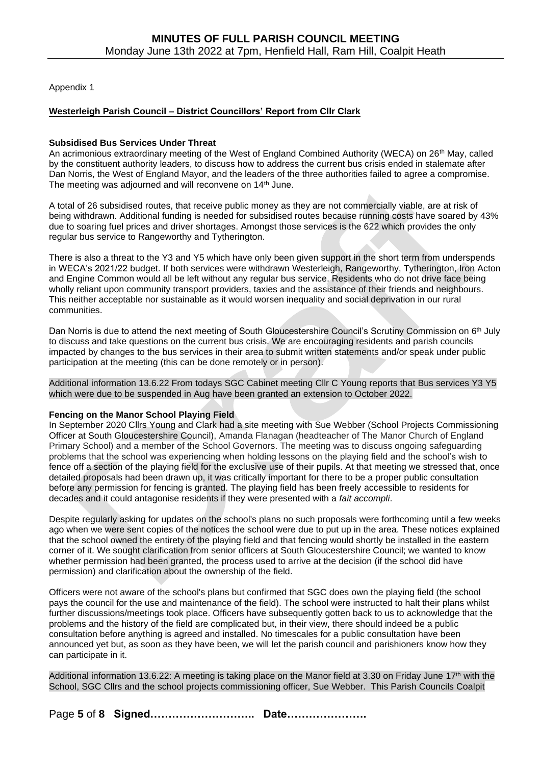Appendix 1

**Westerleigh Parish Council – District Councillors' Report from Cllr Clark**

**Subsidised Bus Services Under Threat**

An acrimonious extraordinary meeting of the West of England Combined Authority (WECA) on 26th May, called by the constituent authority leaders, to discuss how to address the current bus crisis ended in stalemate after Dan Norris, the West of England Mayor, and the leaders of the three authorities failed to agree a compromise. The meeting was adjourned and will reconvene on 14th June.

A total of 26 subsidised routes, that receive public money as they are not commercially viable, are at risk of being withdrawn. Additional funding is needed for subsidised routes because running costs have soared by 43% due to soaring fuel prices and driver shortages. Amongst those services is the 622 which provides the only regular bus service to Rangeworthy and Tytherington.

There is also a threat to the Y3 and Y5 which have only been given support in the short term from underspends in WECA's 2021/22 budget. If both services were withdrawn Westerleigh, Rangeworthy, Tytherington, Iron Acton and Engine Common would all be left without any regular bus service. Residents who do not drive face being wholly reliant upon community transport providers, taxies and the assistance of their friends and neighbours. This neither acceptable nor sustainable as it would worsen inequality and social deprivation in our rural communities.

Dan Norris is due to attend the next meeting of South Gloucestershire Council's Scrutiny Commission on 6th July to discuss and take questions on the current bus crisis. We are encouraging residents and parish councils impacted by changes to the bus services in their area to submit written statements and/or speak under public participation at the meeting (this can be done remotely or in person).

Additional information 13.6.22 From todays SGC Cabinet meeting Cllr C Young reports that Bus services Y3 Y5 which were due to be suspended in Aug have been granted an extension to October 2022.

**Fencing on the Manor School Playing Field**

In September 2020 Cllrs Young and Clark had a site meeting with Sue Webber (School Projects Commissioning Officer at South Gloucestershire Council), Amanda Flanagan (headteacher of The Manor Church of England Primary School) and a member of the School Governors. The meeting was to discuss ongoing safeguarding problems that the school was experiencing when holding lessons on the playing field and the school's wish to fence off a section of the playing field for the exclusive use of their pupils. At that meeting we stressed that, once detailed proposals had been drawn up, it was critically important for there to be a proper public consultation before any permission for fencing is granted. The playing field has been freely accessible to residents for decades and it could antagonise residents if they were presented with a *fait accompli*.

Despite regularly asking for updates on the school's plans no such proposals were forthcoming until a few weeks ago when we were sent copies of the notices the school were due to put up in the area. These notices explained that the school owned the entirety of the playing field and that fencing would shortly be installed in the eastern corner of it. We sought clarification from senior officers at South Gloucestershire Council; we wanted to know whether permission had been granted, the process used to arrive at the decision (if the school did have permission) and clarification about the ownership of the field.

Officers were not aware of the school's plans but confirmed that SGC does own the playing field (the school pays the council for the use and maintenance of the field). The school were instructed to halt their plans whilst further discussions/meetings took place. Officers have subsequently gotten back to us to acknowledge that the problems and the history of the field are complicated but, in their view, there should indeed be a public consultation before anything is agreed and installed. No timescales for a public consultation have been announced yet but, as soon as they have been, we will let the parish council and parishioners know how they can participate in it.

Additional information 13.6.22: A meeting is taking place on the Manor field at 3.30 on Friday June 17th with the School, SGC Cllrs and the school projects commissioning officer, Sue Webber. This Parish Councils Coalpit

Signed……………………….. Date………………….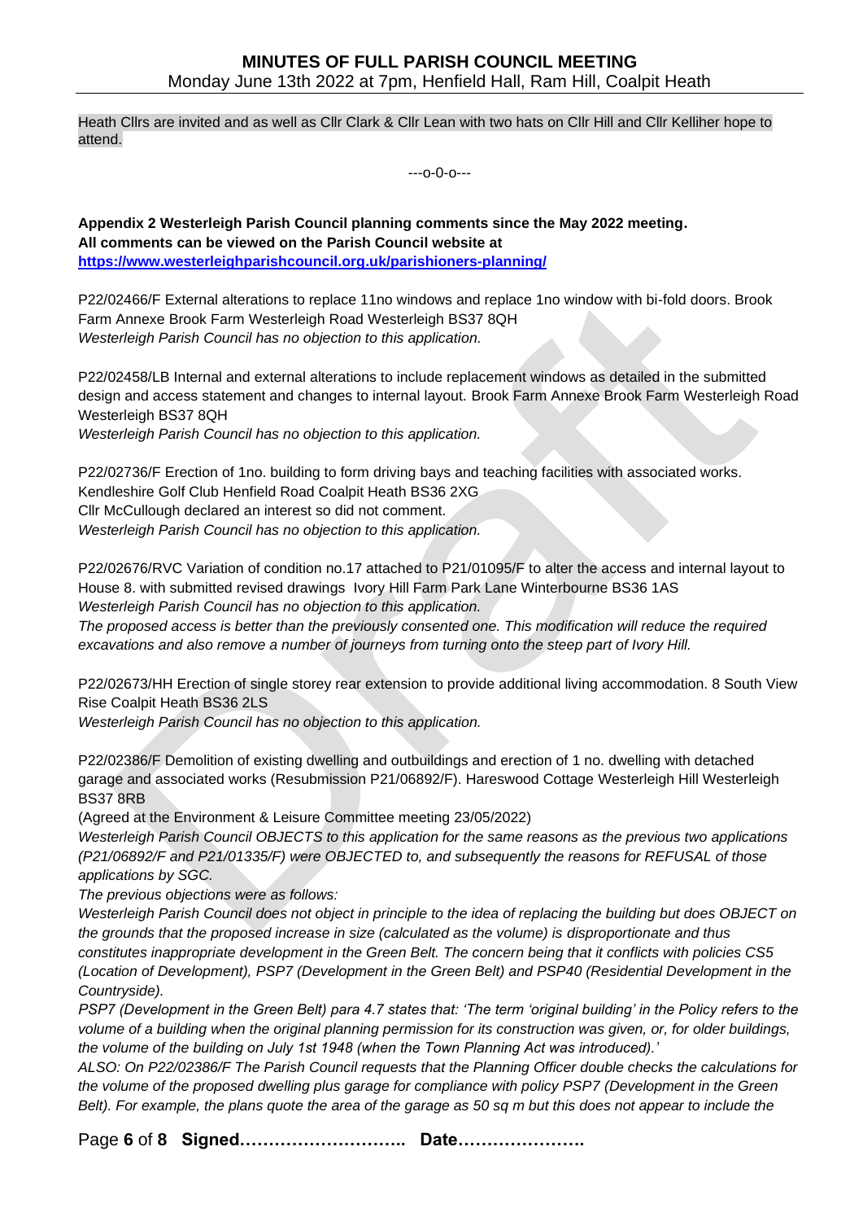Heath Cllrs are invited and as well as Cllr Clark & Cllr Lean with two hats on Cllr Hill and Cllr Kelliher hope to attend.

---o-0-o---

**Appendix 2 Westerleigh Parish Council planning comments since the May 2022 meeting.**
**All comments can be viewed on the Parish Council website at**
**https://www.westerleighparishcouncil.org.uk/parishioners-planning/**

P22/02466/F External alterations to replace 11no windows and replace 1no window with bi-fold doors. Brook Farm Annexe Brook Farm Westerleigh Road Westerleigh BS37 8QH
*Westerleigh Parish Council has no objection to this application.*

P22/02458/LB Internal and external alterations to include replacement windows as detailed in the submitted design and access statement and changes to internal layout. Brook Farm Annexe Brook Farm Westerleigh Road Westerleigh BS37 8QH
*Westerleigh Parish Council has no objection to this application.*

P22/02736/F Erection of 1no. building to form driving bays and teaching facilities with associated works. Kendleshire Golf Club Henfield Road Coalpit Heath BS36 2XG
Cllr McCullough declared an interest so did not comment.
*Westerleigh Parish Council has no objection to this application.*

P22/02676/RVC Variation of condition no.17 attached to P21/01095/F to alter the access and internal layout to House 8. with submitted revised drawings Ivory Hill Farm Park Lane Winterbourne BS36 1AS
*Westerleigh Parish Council has no objection to this application.*
*The proposed access is better than the previously consented one. This modification will reduce the required excavations and also remove a number of journeys from turning onto the steep part of Ivory Hill.*

P22/02673/HH Erection of single storey rear extension to provide additional living accommodation. 8 South View Rise Coalpit Heath BS36 2LS
*Westerleigh Parish Council has no objection to this application.*

P22/02386/F Demolition of existing dwelling and outbuildings and erection of 1 no. dwelling with detached garage and associated works (Resubmission P21/06892/F). Hareswood Cottage Westerleigh Hill Westerleigh BS37 8RB
(Agreed at the Environment & Leisure Committee meeting 23/05/2022)
*Westerleigh Parish Council OBJECTS to this application for the same reasons as the previous two applications (P21/06892/F and P21/01335/F) were OBJECTED to, and subsequently the reasons for REFUSAL of those applications by SGC.*
*The previous objections were as follows:*
*Westerleigh Parish Council does not object in principle to the idea of replacing the building but does OBJECT on the grounds that the proposed increase in size (calculated as the volume) is disproportionate and thus constitutes inappropriate development in the Green Belt. The concern being that it conflicts with policies CS5 (Location of Development), PSP7 (Development in the Green Belt) and PSP40 (Residential Development in the Countryside).*
*PSP7 (Development in the Green Belt) para 4.7 states that: 'The term 'original building' in the Policy refers to the volume of a building when the original planning permission for its construction was given, or, for older buildings, the volume of the building on July 1st 1948 (when the Town Planning Act was introduced).'*
*ALSO: On P22/02386/F The Parish Council requests that the Planning Officer double checks the calculations for the volume of the proposed dwelling plus garage for compliance with policy PSP7 (Development in the Green Belt). For example, the plans quote the area of the garage as 50 sq m but this does not appear to include the*

**Signed……………………….. Date………………….**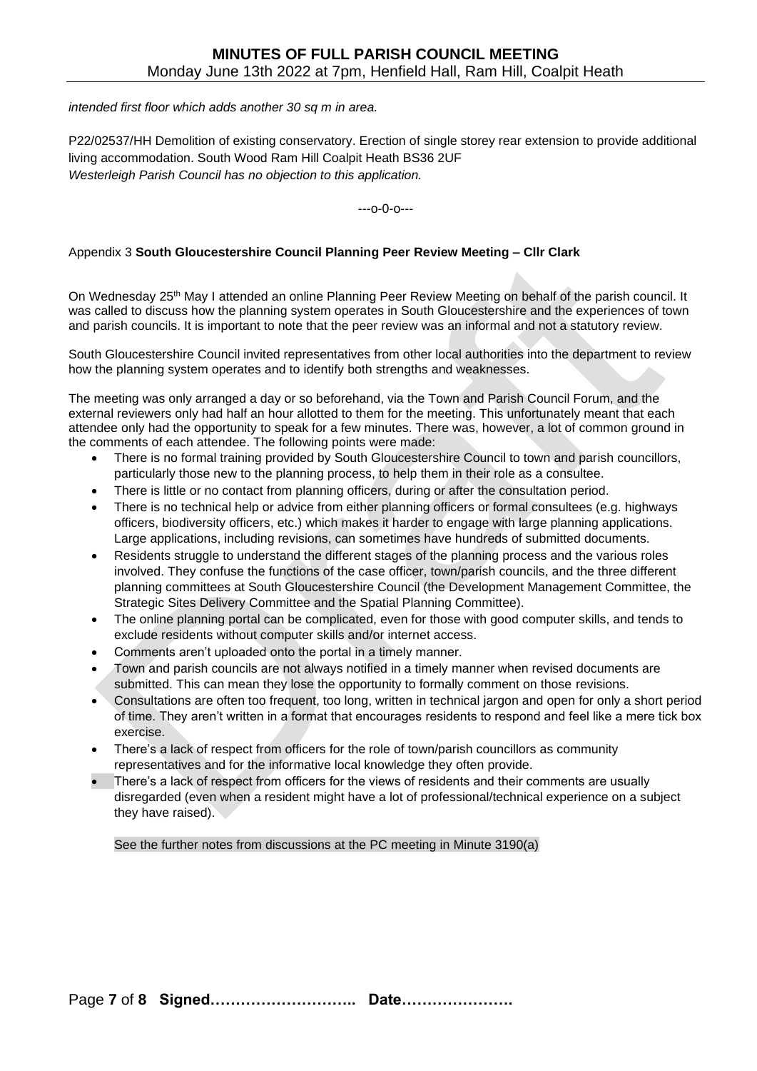*intended first floor which adds another 30 sq m in area.*

P22/02537/HH Demolition of existing conservatory. Erection of single storey rear extension to provide additional living accommodation. South Wood Ram Hill Coalpit Heath BS36 2UF
*Westerleigh Parish Council has no objection to this application.*

---o-0-o---

Appendix 3 **South Gloucestershire Council Planning Peer Review Meeting – Cllr Clark**

On Wednesday 25th May I attended an online Planning Peer Review Meeting on behalf of the parish council. It was called to discuss how the planning system operates in South Gloucestershire and the experiences of town and parish councils. It is important to note that the peer review was an informal and not a statutory review.

South Gloucestershire Council invited representatives from other local authorities into the department to review how the planning system operates and to identify both strengths and weaknesses.

The meeting was only arranged a day or so beforehand, via the Town and Parish Council Forum, and the external reviewers only had half an hour allotted to them for the meeting. This unfortunately meant that each attendee only had the opportunity to speak for a few minutes. There was, however, a lot of common ground in the comments of each attendee. The following points were made:

- There is no formal training provided by South Gloucestershire Council to town and parish councillors, particularly those new to the planning process, to help them in their role as a consultee.
- There is little or no contact from planning officers, during or after the consultation period.
- There is no technical help or advice from either planning officers or formal consultees (e.g. highways officers, biodiversity officers, etc.) which makes it harder to engage with large planning applications. Large applications, including revisions, can sometimes have hundreds of submitted documents.
- Residents struggle to understand the different stages of the planning process and the various roles involved. They confuse the functions of the case officer, town/parish councils, and the three different planning committees at South Gloucestershire Council (the Development Management Committee, the Strategic Sites Delivery Committee and the Spatial Planning Committee).
- The online planning portal can be complicated, even for those with good computer skills, and tends to exclude residents without computer skills and/or internet access.
- Comments aren't uploaded onto the portal in a timely manner.
- Town and parish councils are not always notified in a timely manner when revised documents are submitted. This can mean they lose the opportunity to formally comment on those revisions.
- Consultations are often too frequent, too long, written in technical jargon and open for only a short period of time. They aren't written in a format that encourages residents to respond and feel like a mere tick box exercise.
- There's a lack of respect from officers for the role of town/parish councillors as community representatives and for the informative local knowledge they often provide.
- There's a lack of respect from officers for the views of residents and their comments are usually disregarded (even when a resident might have a lot of professional/technical experience on a subject they have raised).

See the further notes from discussions at the PC meeting in Minute 3190(a)

Signed……………………….. Date………………….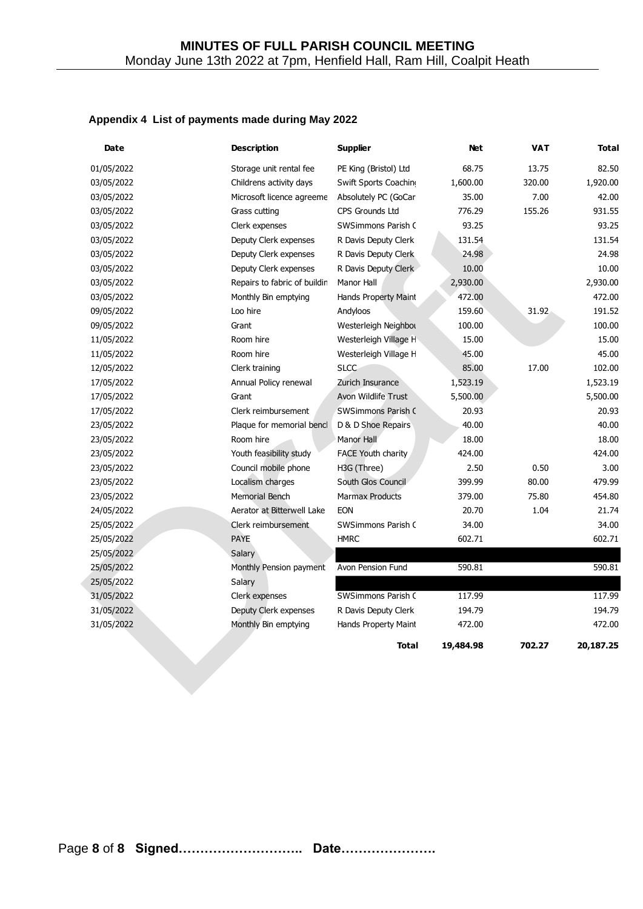### Appendix 4 List of payments made during May 2022

| Date | Description | Supplier | Net | VAT | Total |
|---|---|---|---|---|---|
| 01/05/2022 | Storage unit rental fee | PE King (Bristol) Ltd | 68.75 | 13.75 | 82.50 |
| 03/05/2022 | Childrens activity days | Swift Sports Coaching | 1,600.00 | 320.00 | 1,920.00 |
| 03/05/2022 | Microsoft licence agreeme | Absolutely PC (GoCar | 35.00 | 7.00 | 42.00 |
| 03/05/2022 | Grass cutting | CPS Grounds Ltd | 776.29 | 155.26 | 931.55 |
| 03/05/2022 | Clerk expenses | SWSimmons Parish C | 93.25 | | 93.25 |
| 03/05/2022 | Deputy Clerk expenses | R Davis Deputy Clerk | 131.54 | | 131.54 |
| 03/05/2022 | Deputy Clerk expenses | R Davis Deputy Clerk | 24.98 | | 24.98 |
| 03/05/2022 | Deputy Clerk expenses | R Davis Deputy Clerk | 10.00 | | 10.00 |
| 03/05/2022 | Repairs to fabric of buildin | Manor Hall | 2,930.00 | | 2,930.00 |
| 03/05/2022 | Monthly Bin emptying | Hands Property Maint | 472.00 | | 472.00 |
| 09/05/2022 | Loo hire | Andyloos | 159.60 | 31.92 | 191.52 |
| 09/05/2022 | Grant | Westerleigh Neighbou | 100.00 | | 100.00 |
| 11/05/2022 | Room hire | Westerleigh Village H | 15.00 | | 15.00 |
| 11/05/2022 | Room hire | Westerleigh Village H | 45.00 | | 45.00 |
| 12/05/2022 | Clerk training | SLCC | 85.00 | 17.00 | 102.00 |
| 17/05/2022 | Annual Policy renewal | Zurich Insurance | 1,523.19 | | 1,523.19 |
| 17/05/2022 | Grant | Avon Wildlife Trust | 5,500.00 | | 5,500.00 |
| 17/05/2022 | Clerk reimbursement | SWSimmons Parish C | 20.93 | | 20.93 |
| 23/05/2022 | Plaque for memorial bencl | D & D Shoe Repairs | 40.00 | | 40.00 |
| 23/05/2022 | Room hire | Manor Hall | 18.00 | | 18.00 |
| 23/05/2022 | Youth feasibility study | FACE Youth charity | 424.00 | | 424.00 |
| 23/05/2022 | Council mobile phone | H3G (Three) | 2.50 | 0.50 | 3.00 |
| 23/05/2022 | Localism charges | South Glos Council | 399.99 | 80.00 | 479.99 |
| 23/05/2022 | Memorial Bench | Marmax Products | 379.00 | 75.80 | 454.80 |
| 24/05/2022 | Aerator at Bitterwell Lake | EON | 20.70 | 1.04 | 21.74 |
| 25/05/2022 | Clerk reimbursement | SWSimmons Parish C | 34.00 | | 34.00 |
| 25/05/2022 | PAYE | HMRC | 602.71 | | 602.71 |
| 25/05/2022 | Salary | | | | |
| 25/05/2022 | Monthly Pension payment | Avon Pension Fund | 590.81 | | 590.81 |
| 25/05/2022 | Salary | | | | |
| 31/05/2022 | Clerk expenses | SWSimmons Parish C | 117.99 | | 117.99 |
| 31/05/2022 | Deputy Clerk expenses | R Davis Deputy Clerk | 194.79 | | 194.79 |
| 31/05/2022 | Monthly Bin emptying | Hands Property Maint | 472.00 | | 472.00 |
| | | **Total** | **19,484.98** | **702.27** | **20,187.25** |

**Signed……………………….. Date………………….**